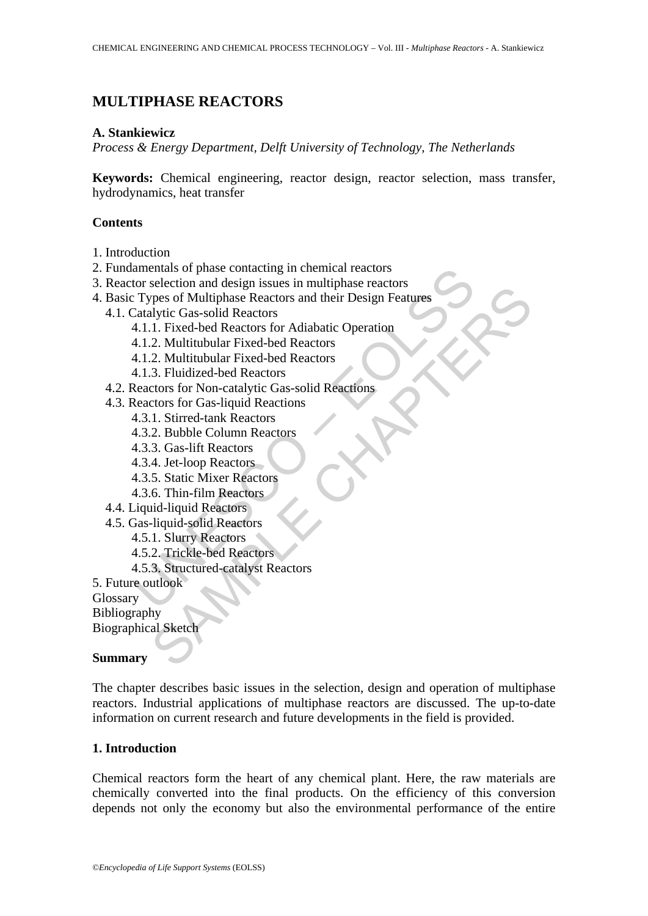# MULTIPHASE REACTORS

**A. Stankiewicz**

*Process & Energy Department, Delft University of Technology, The Netherlands*

**Keywords:** Chemical engineering, reactor design, reactor selection, mass transfer, hydrodynamics, heat transfer

## Contents

1. Introduction
2. Fundamentals of phase contacting in chemical reactors
3. Reactor selection and design issues in multiphase reactors
4. Basic Types of Multiphase Reactors and their Design Features
   - 4.1. Catalytic Gas-solid Reactors
     - 4.1.1. Fixed-bed Reactors for Adiabatic Operation
     - 4.1.2. Multitubular Fixed-bed Reactors
     - 4.1.2. Multitubular Fixed-bed Reactors
     - 4.1.3. Fluidized-bed Reactors
   - 4.2. Reactors for Non-catalytic Gas-solid Reactions
   - 4.3. Reactors for Gas-liquid Reactions
     - 4.3.1. Stirred-tank Reactors
     - 4.3.2. Bubble Column Reactors
     - 4.3.3. Gas-lift Reactors
     - 4.3.4. Jet-loop Reactors
     - 4.3.5. Static Mixer Reactors
     - 4.3.6. Thin-film Reactors
   - 4.4. Liquid-liquid Reactors
   - 4.5. Gas-liquid-solid Reactors
     - 4.5.1. Slurry Reactors
     - 4.5.2. Trickle-bed Reactors
     - 4.5.3. Structured-catalyst Reactors
5. Future outlook

Glossary

Bibliography

Biographical Sketch

## Summary

The chapter describes basic issues in the selection, design and operation of multiphase reactors. Industrial applications of multiphase reactors are discussed. The up-to-date information on current research and future developments in the field is provided.

## 1. Introduction

Chemical reactors form the heart of any chemical plant. Here, the raw materials are chemically converted into the final products. On the efficiency of this conversion depends not only the economy but also the environmental performance of the entire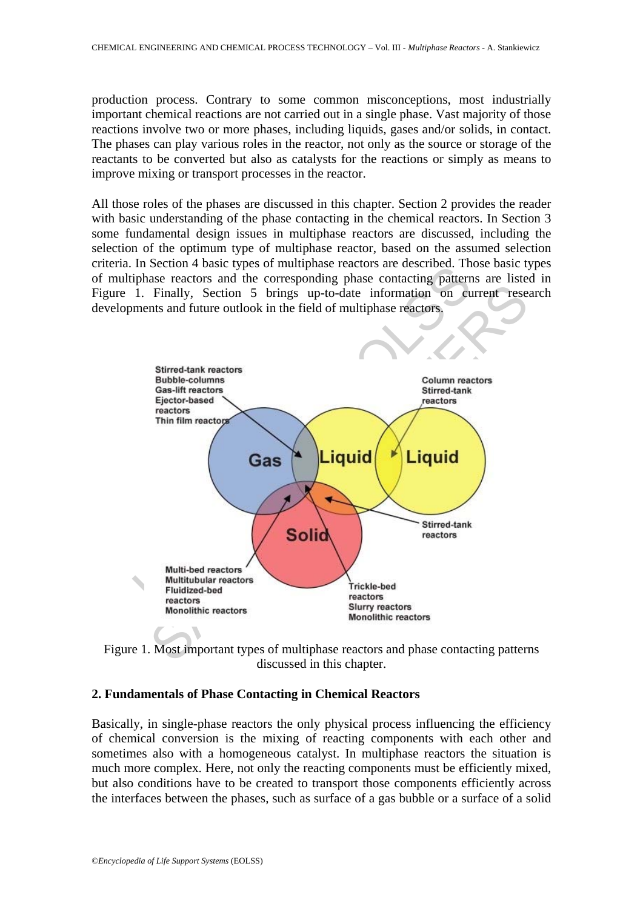production process. Contrary to some common misconceptions, most industrially important chemical reactions are not carried out in a single phase. Vast majority of those reactions involve two or more phases, including liquids, gases and/or solids, in contact. The phases can play various roles in the reactor, not only as the source or storage of the reactants to be converted but also as catalysts for the reactions or simply as means to improve mixing or transport processes in the reactor.

All those roles of the phases are discussed in this chapter. Section 2 provides the reader with basic understanding of the phase contacting in the chemical reactors. In Section 3 some fundamental design issues in multiphase reactors are discussed, including the selection of the optimum type of multiphase reactor, based on the assumed selection criteria. In Section 4 basic types of multiphase reactors are described. Those basic types of multiphase reactors and the corresponding phase contacting patterns are listed in Figure 1. Finally, Section 5 brings up-to-date information on current research developments and future outlook in the field of multiphase reactors.

Figure 1. Most important types of multiphase reactors and phase contacting patterns discussed in this chapter.

## 2. Fundamentals of Phase Contacting in Chemical Reactors

Basically, in single-phase reactors the only physical process influencing the efficiency of chemical conversion is the mixing of reacting components with each other and sometimes also with a homogeneous catalyst. In multiphase reactors the situation is much more complex. Here, not only the reacting components must be efficiently mixed, but also conditions have to be created to transport those components efficiently across the interfaces between the phases, such as surface of a gas bubble or a surface of a solid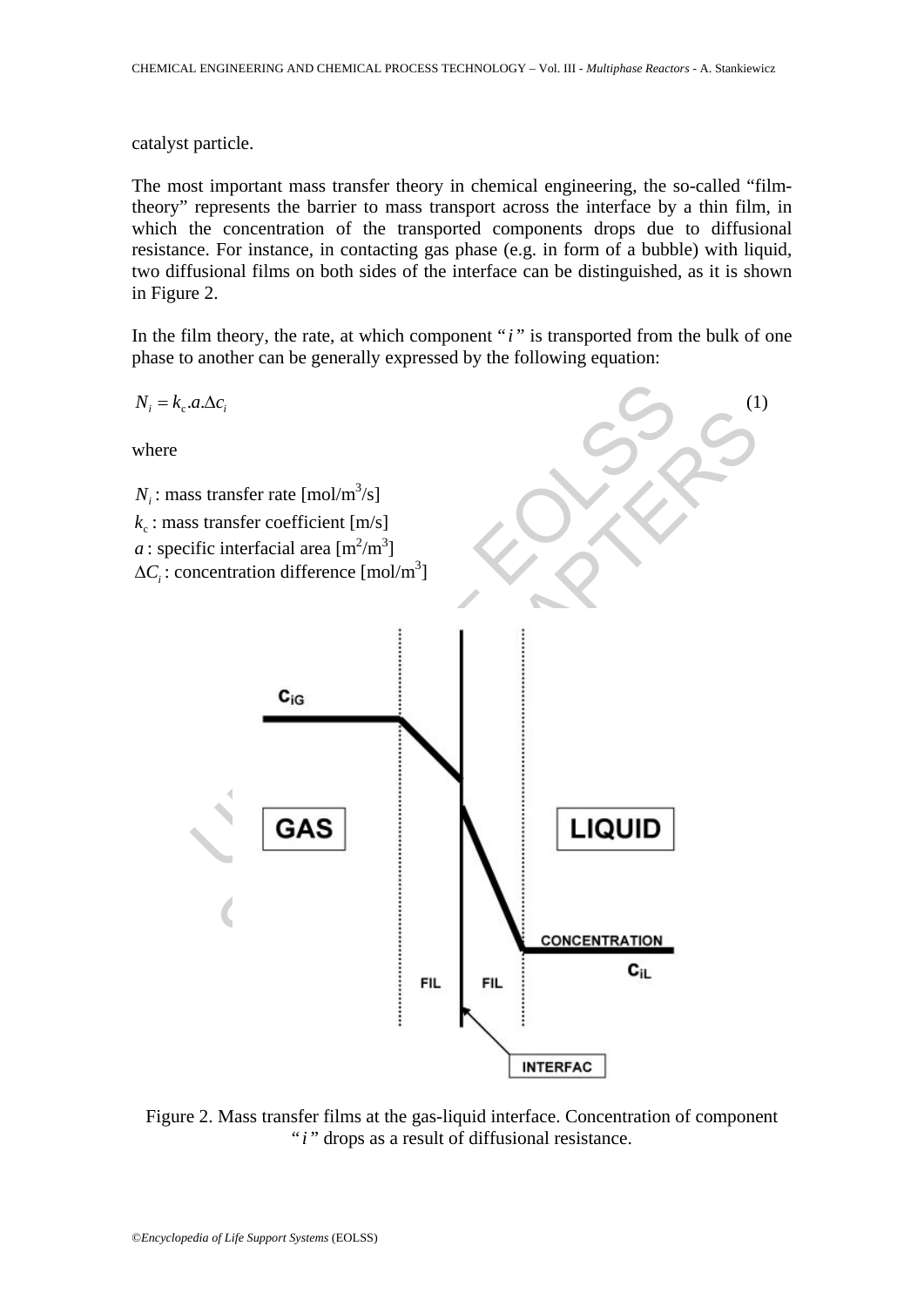catalyst particle.

The most important mass transfer theory in chemical engineering, the so-called "film-theory" represents the barrier to mass transport across the interface by a thin film, in which the concentration of the transported components drops due to diffusional resistance. For instance, in contacting gas phase (e.g. in form of a bubble) with liquid, two diffusional films on both sides of the interface can be distinguished, as it is shown in Figure 2.

In the film theory, the rate, at which component "*i*" is transported from the bulk of one phase to another can be generally expressed by the following equation:

$$N_i = k_c.a.\Delta c_i \tag{1}$$

where

$N_i$: mass transfer rate [mol/m$^3$/s]
$k_c$: mass transfer coefficient [m/s]
$a$: specific interfacial area [m$^2$/m$^3$]
$\Delta C_i$: concentration difference [mol/m$^3$]

Figure 2. Mass transfer films at the gas-liquid interface. Concentration of component "*i*" drops as a result of diffusional resistance.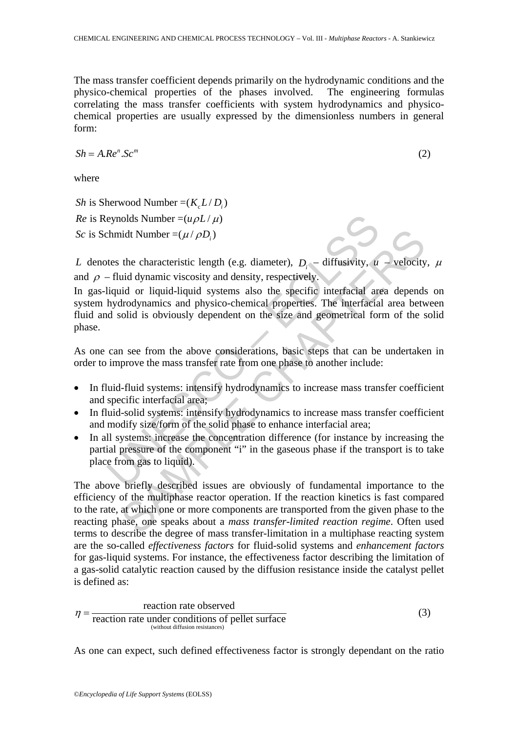The mass transfer coefficient depends primarily on the hydrodynamic conditions and the physico-chemical properties of the phases involved. The engineering formulas correlating the mass transfer coefficients with system hydrodynamics and physico-chemical properties are usually expressed by the dimensionless numbers in general form:

$$Sh = A.Re^{n}.Sc^{m} \tag{2}$$

where

$Sh$ is Sherwood Number $=(K_c L / D_i)$
$Re$ is Reynolds Number $=(u \rho L / \mu)$
$Sc$ is Schmidt Number $=(\mu / \rho D_i)$

$L$ denotes the characteristic length (e.g. diameter), $D_i$ – diffusivity, $u$ – velocity, $\mu$ and $\rho$ – fluid dynamic viscosity and density, respectively.
In gas-liquid or liquid-liquid systems also the specific interfacial area depends on system hydrodynamics and physico-chemical properties. The interfacial area between fluid and solid is obviously dependent on the size and geometrical form of the solid phase.

As one can see from the above considerations, basic steps that can be undertaken in order to improve the mass transfer rate from one phase to another include:

- In fluid-fluid systems: intensify hydrodynamics to increase mass transfer coefficient and specific interfacial area;
- In fluid-solid systems: intensify hydrodynamics to increase mass transfer coefficient and modify size/form of the solid phase to enhance interfacial area;
- In all systems: increase the concentration difference (for instance by increasing the partial pressure of the component "i" in the gaseous phase if the transport is to take place from gas to liquid).

The above briefly described issues are obviously of fundamental importance to the efficiency of the multiphase reactor operation. If the reaction kinetics is fast compared to the rate, at which one or more components are transported from the given phase to the reacting phase, one speaks about a *mass transfer-limited reaction regime*. Often used terms to describe the degree of mass transfer-limitation in a multiphase reacting system are the so-called *effectiveness factors* for fluid-solid systems and *enhancement factors* for gas-liquid systems. For instance, the effectiveness factor describing the limitation of a gas-solid catalytic reaction caused by the diffusion resistance inside the catalyst pellet is defined as:

$$\eta = \frac{\text{reaction rate observed}}{\underset{\text{(without diffusion resistances)}}{\text{reaction rate under conditions of pellet surface}}} \tag{3}$$

As one can expect, such defined effectiveness factor is strongly dependant on the ratio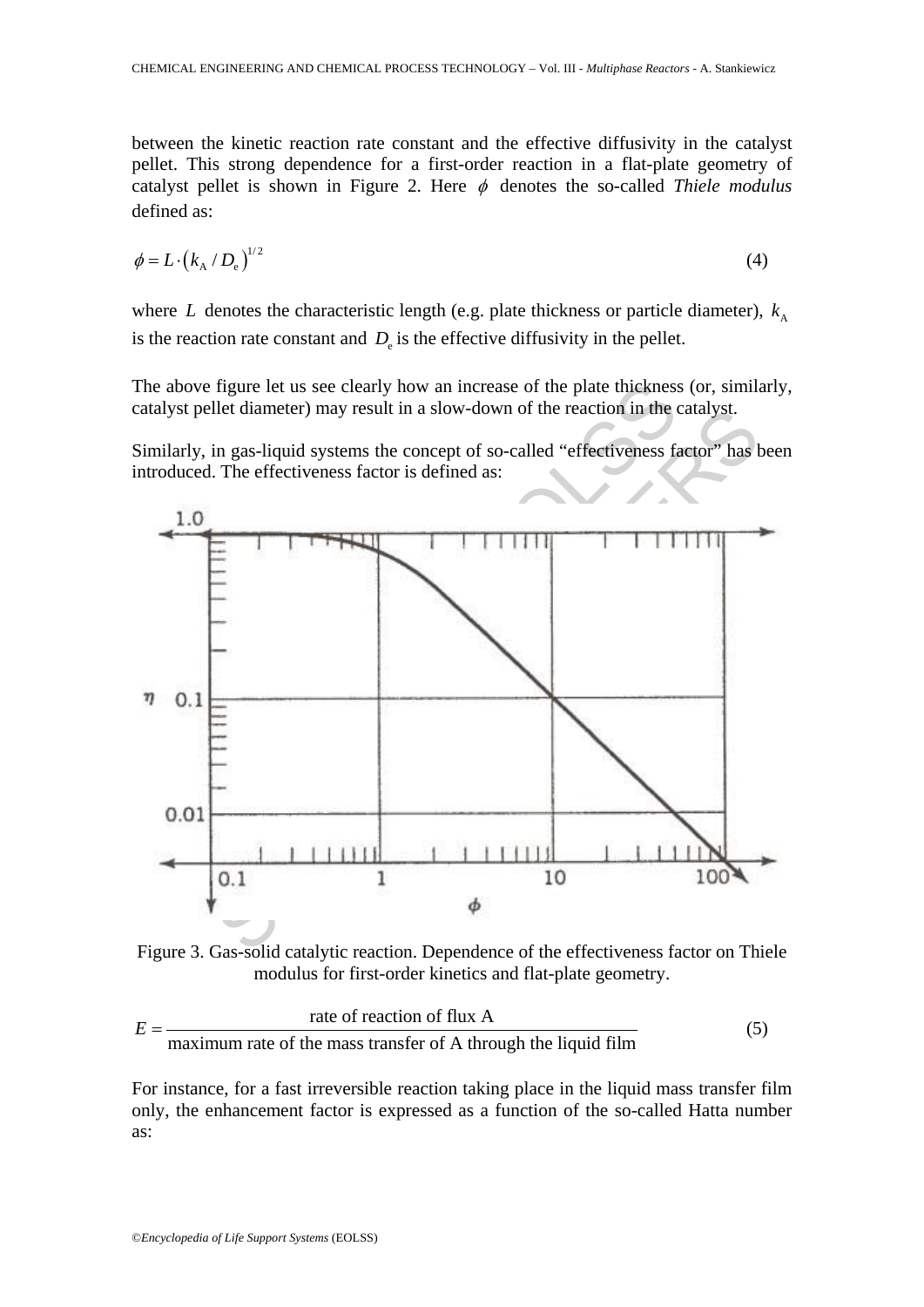between the kinetic reaction rate constant and the effective diffusivity in the catalyst pellet. This strong dependence for a first-order reaction in a flat-plate geometry of catalyst pellet is shown in Figure 2. Here $\phi$ denotes the so-called *Thiele modulus* defined as:

$$\phi = L \cdot \left(k_A / D_e\right)^{1/2} \tag{4}$$

where $L$ denotes the characteristic length (e.g. plate thickness or particle diameter), $k_A$ is the reaction rate constant and $D_e$ is the effective diffusivity in the pellet.

The above figure let us see clearly how an increase of the plate thickness (or, similarly, catalyst pellet diameter) may result in a slow-down of the reaction in the catalyst.

Similarly, in gas-liquid systems the concept of so-called "effectiveness factor" has been introduced. The effectiveness factor is defined as:

Figure 3. Gas-solid catalytic reaction. Dependence of the effectiveness factor on Thiele modulus for first-order kinetics and flat-plate geometry.

$$E = \frac{\text{rate of reaction of flux A}}{\text{maximum rate of the mass transfer of A through the liquid film}} \tag{5}$$

For instance, for a fast irreversible reaction taking place in the liquid mass transfer film only, the enhancement factor is expressed as a function of the so-called Hatta number as: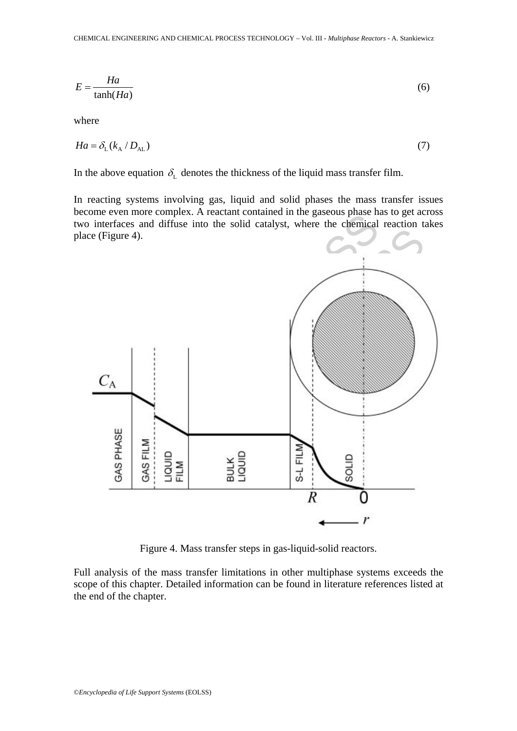$$E = \frac{Ha}{\tanh(Ha)} \tag{6}$$

where

$$Ha = \delta_L (k_A / D_{AL}) \tag{7}$$

In the above equation $\delta_L$ denotes the thickness of the liquid mass transfer film.

In reacting systems involving gas, liquid and solid phases the mass transfer issues become even more complex. A reactant contained in the gaseous phase has to get across two interfaces and diffuse into the solid catalyst, where the chemical reaction takes place (Figure 4).

Figure 4. Mass transfer steps in gas-liquid-solid reactors.

Full analysis of the mass transfer limitations in other multiphase systems exceeds the scope of this chapter. Detailed information can be found in literature references listed at the end of the chapter.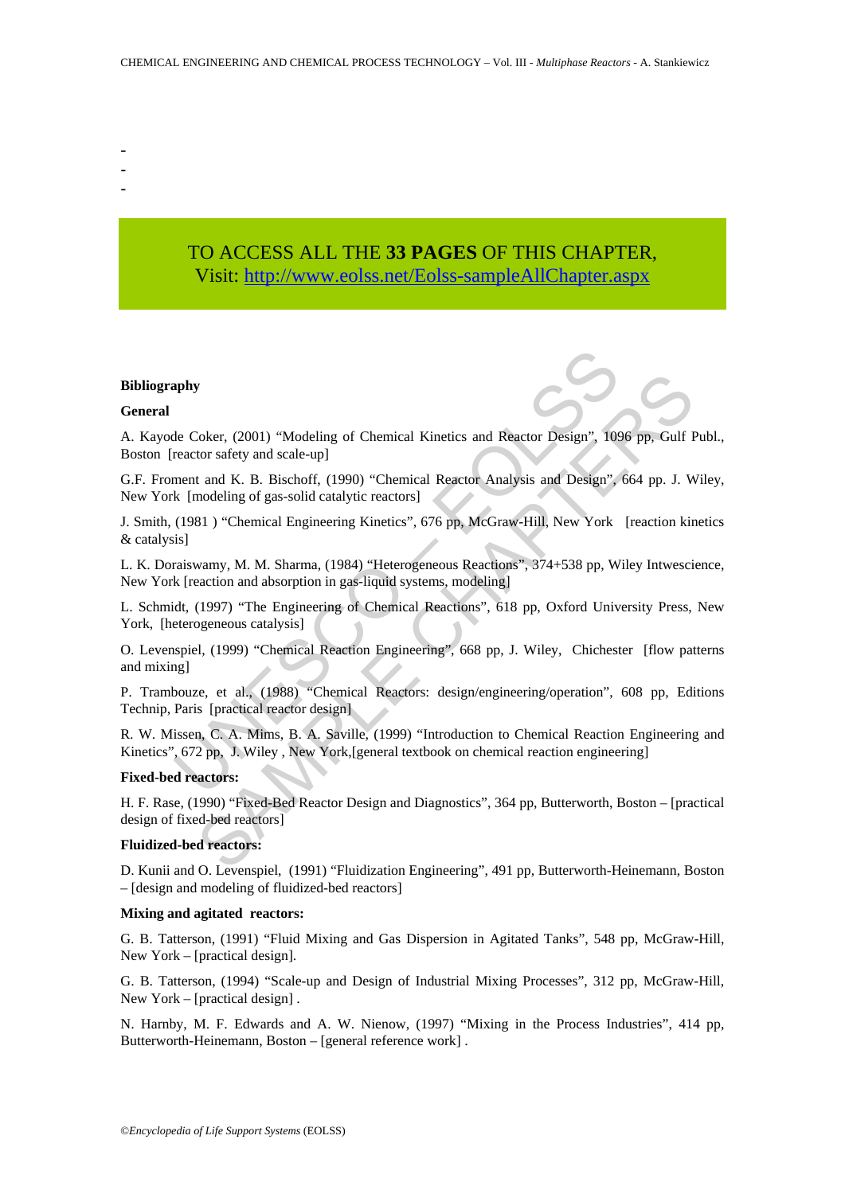-
-
-

TO ACCESS ALL THE **33 PAGES** OF THIS CHAPTER,
Visit: http://www.eolss.net/Eolss-sampleAllChapter.aspx

**Bibliography**

**General**

A. Kayode Coker, (2001) "Modeling of Chemical Kinetics and Reactor Design", 1096 pp, Gulf Publ., Boston [reactor safety and scale-up]

G.F. Froment and K. B. Bischoff, (1990) "Chemical Reactor Analysis and Design", 664 pp. J. Wiley, New York [modeling of gas-solid catalytic reactors]

J. Smith, (1981 ) "Chemical Engineering Kinetics", 676 pp, McGraw-Hill, New York [reaction kinetics & catalysis]

L. K. Doraiswamy, M. M. Sharma, (1984) "Heterogeneous Reactions", 374+538 pp, Wiley Intwescience, New York [reaction and absorption in gas-liquid systems, modeling]

L. Schmidt, (1997) "The Engineering of Chemical Reactions", 618 pp, Oxford University Press, New York, [heterogeneous catalysis]

O. Levenspiel, (1999) "Chemical Reaction Engineering", 668 pp, J. Wiley, Chichester [flow patterns and mixing]

P. Trambouze, et al., (1988) "Chemical Reactors: design/engineering/operation", 608 pp, Editions Technip, Paris [practical reactor design]

R. W. Missen, C. A. Mims, B. A. Saville, (1999) "Introduction to Chemical Reaction Engineering and Kinetics", 672 pp, J. Wiley , New York,[general textbook on chemical reaction engineering]

**Fixed-bed reactors:**

H. F. Rase, (1990) "Fixed-Bed Reactor Design and Diagnostics", 364 pp, Butterworth, Boston – [practical design of fixed-bed reactors]

**Fluidized-bed reactors:**

D. Kunii and O. Levenspiel, (1991) "Fluidization Engineering", 491 pp, Butterworth-Heinemann, Boston – [design and modeling of fluidized-bed reactors]

**Mixing and agitated reactors:**

G. B. Tatterson, (1991) "Fluid Mixing and Gas Dispersion in Agitated Tanks", 548 pp, McGraw-Hill, New York – [practical design].

G. B. Tatterson, (1994) "Scale-up and Design of Industrial Mixing Processes", 312 pp, McGraw-Hill, New York – [practical design] .

N. Harnby, M. F. Edwards and A. W. Nienow, (1997) "Mixing in the Process Industries", 414 pp, Butterworth-Heinemann, Boston – [general reference work] .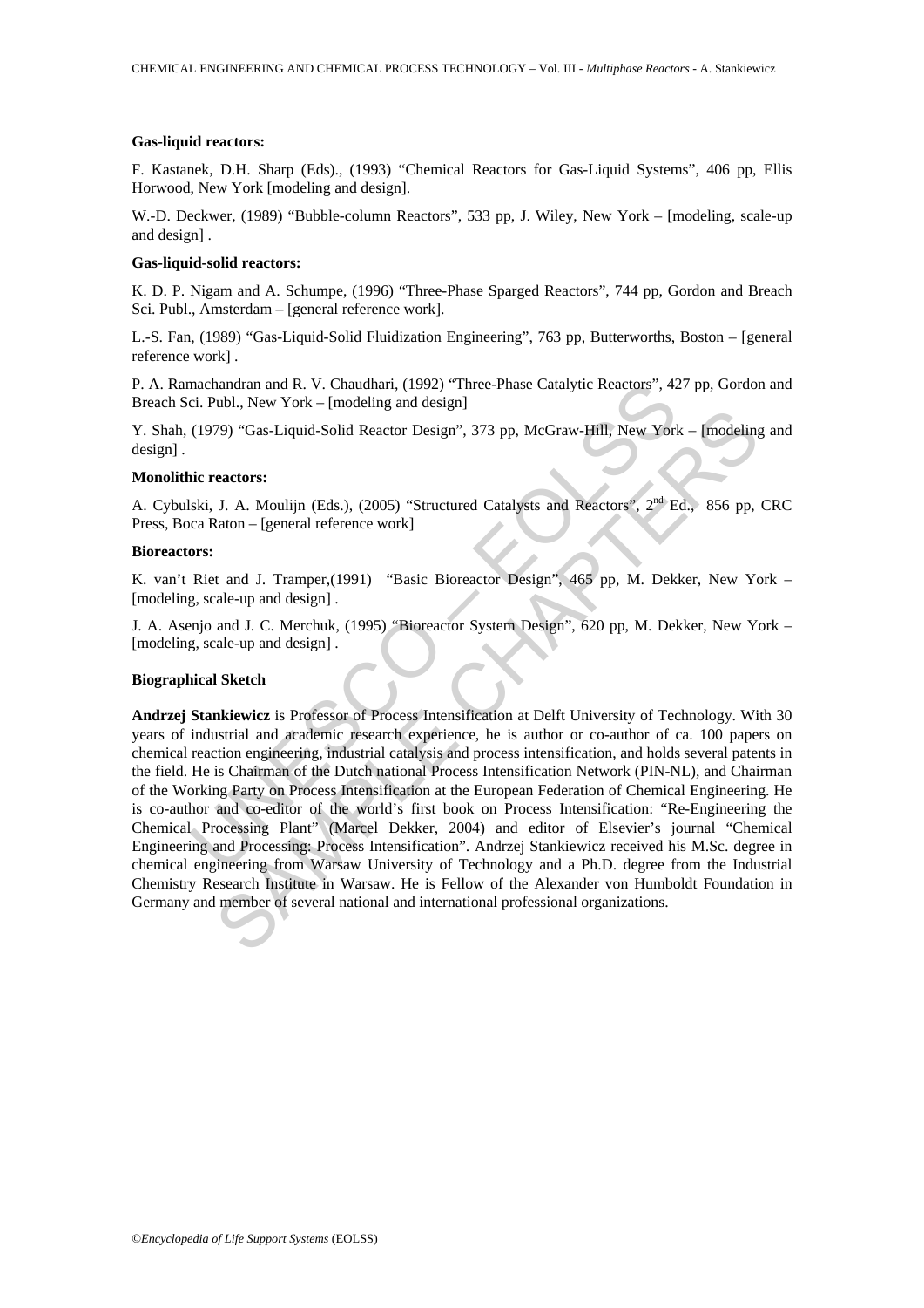**Gas-liquid reactors:**

F. Kastanek, D.H. Sharp (Eds)., (1993) "Chemical Reactors for Gas-Liquid Systems", 406 pp, Ellis Horwood, New York [modeling and design].

W.-D. Deckwer, (1989) "Bubble-column Reactors", 533 pp, J. Wiley, New York – [modeling, scale-up and design] .

**Gas-liquid-solid reactors:**

K. D. P. Nigam and A. Schumpe, (1996) "Three-Phase Sparged Reactors", 744 pp, Gordon and Breach Sci. Publ., Amsterdam – [general reference work].

L.-S. Fan, (1989) "Gas-Liquid-Solid Fluidization Engineering", 763 pp, Butterworths, Boston – [general reference work] .

P. A. Ramachandran and R. V. Chaudhari, (1992) "Three-Phase Catalytic Reactors", 427 pp, Gordon and Breach Sci. Publ., New York – [modeling and design]

Y. Shah, (1979) "Gas-Liquid-Solid Reactor Design", 373 pp, McGraw-Hill, New York – [modeling and design] .

**Monolithic reactors:**

A. Cybulski, J. A. Moulijn (Eds.), (2005) "Structured Catalysts and Reactors", 2nd Ed., 856 pp, CRC Press, Boca Raton – [general reference work]

**Bioreactors:**

K. van't Riet and J. Tramper,(1991) "Basic Bioreactor Design", 465 pp, M. Dekker, New York – [modeling, scale-up and design] .

J. A. Asenjo and J. C. Merchuk, (1995) "Bioreactor System Design", 620 pp, M. Dekker, New York – [modeling, scale-up and design] .

**Biographical Sketch**

**Andrzej Stankiewicz** is Professor of Process Intensification at Delft University of Technology. With 30 years of industrial and academic research experience, he is author or co-author of ca. 100 papers on chemical reaction engineering, industrial catalysis and process intensification, and holds several patents in the field. He is Chairman of the Dutch national Process Intensification Network (PIN-NL), and Chairman of the Working Party on Process Intensification at the European Federation of Chemical Engineering. He is co-author and co-editor of the world's first book on Process Intensification: "Re-Engineering the Chemical Processing Plant" (Marcel Dekker, 2004) and editor of Elsevier's journal "Chemical Engineering and Processing: Process Intensification". Andrzej Stankiewicz received his M.Sc. degree in chemical engineering from Warsaw University of Technology and a Ph.D. degree from the Industrial Chemistry Research Institute in Warsaw. He is Fellow of the Alexander von Humboldt Foundation in Germany and member of several national and international professional organizations.